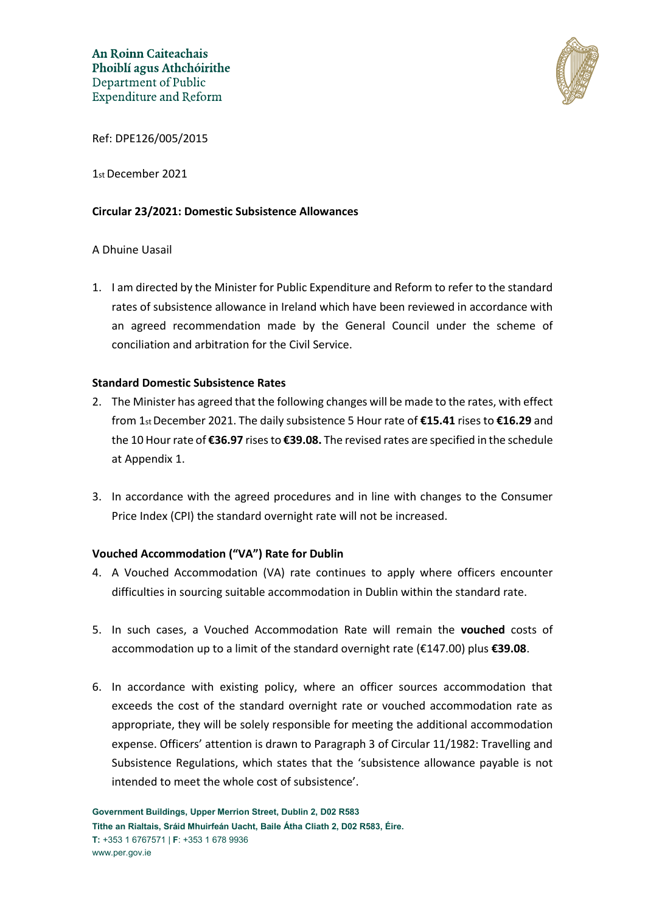An Roinn Caiteachais Phoiblí agus Athchóirithe
Department of Public Expenditure and Reform

Ref: DPE126/005/2015

1st December 2021

**Circular 23/2021: Domestic Subsistence Allowances**

A Dhuine Uasail

1. I am directed by the Minister for Public Expenditure and Reform to refer to the standard rates of subsistence allowance in Ireland which have been reviewed in accordance with an agreed recommendation made by the General Council under the scheme of conciliation and arbitration for the Civil Service.

**Standard Domestic Subsistence Rates**

2. The Minister has agreed that the following changes will be made to the rates, with effect from 1st December 2021. The daily subsistence 5 Hour rate of **€15.41** rises to **€16.29** and the 10 Hour rate of **€36.97** rises to **€39.08.** The revised rates are specified in the schedule at Appendix 1.

3. In accordance with the agreed procedures and in line with changes to the Consumer Price Index (CPI) the standard overnight rate will not be increased.

**Vouched Accommodation ("VA") Rate for Dublin**

4. A Vouched Accommodation (VA) rate continues to apply where officers encounter difficulties in sourcing suitable accommodation in Dublin within the standard rate.

5. In such cases, a Vouched Accommodation Rate will remain the **vouched** costs of accommodation up to a limit of the standard overnight rate (€147.00) plus **€39.08**.

6. In accordance with existing policy, where an officer sources accommodation that exceeds the cost of the standard overnight rate or vouched accommodation rate as appropriate, they will be solely responsible for meeting the additional accommodation expense. Officers' attention is drawn to Paragraph 3 of Circular 11/1982: Travelling and Subsistence Regulations, which states that the 'subsistence allowance payable is not intended to meet the whole cost of subsistence'.

Government Buildings, Upper Merrion Street, Dublin 2, D02 R583
Tithe an Rialtais, Sráid Mhuirfeán Uacht, Baile Átha Cliath 2, D02 R583, Éire.
T: +353 1 6767571 | F: +353 1 678 9936
www.per.gov.ie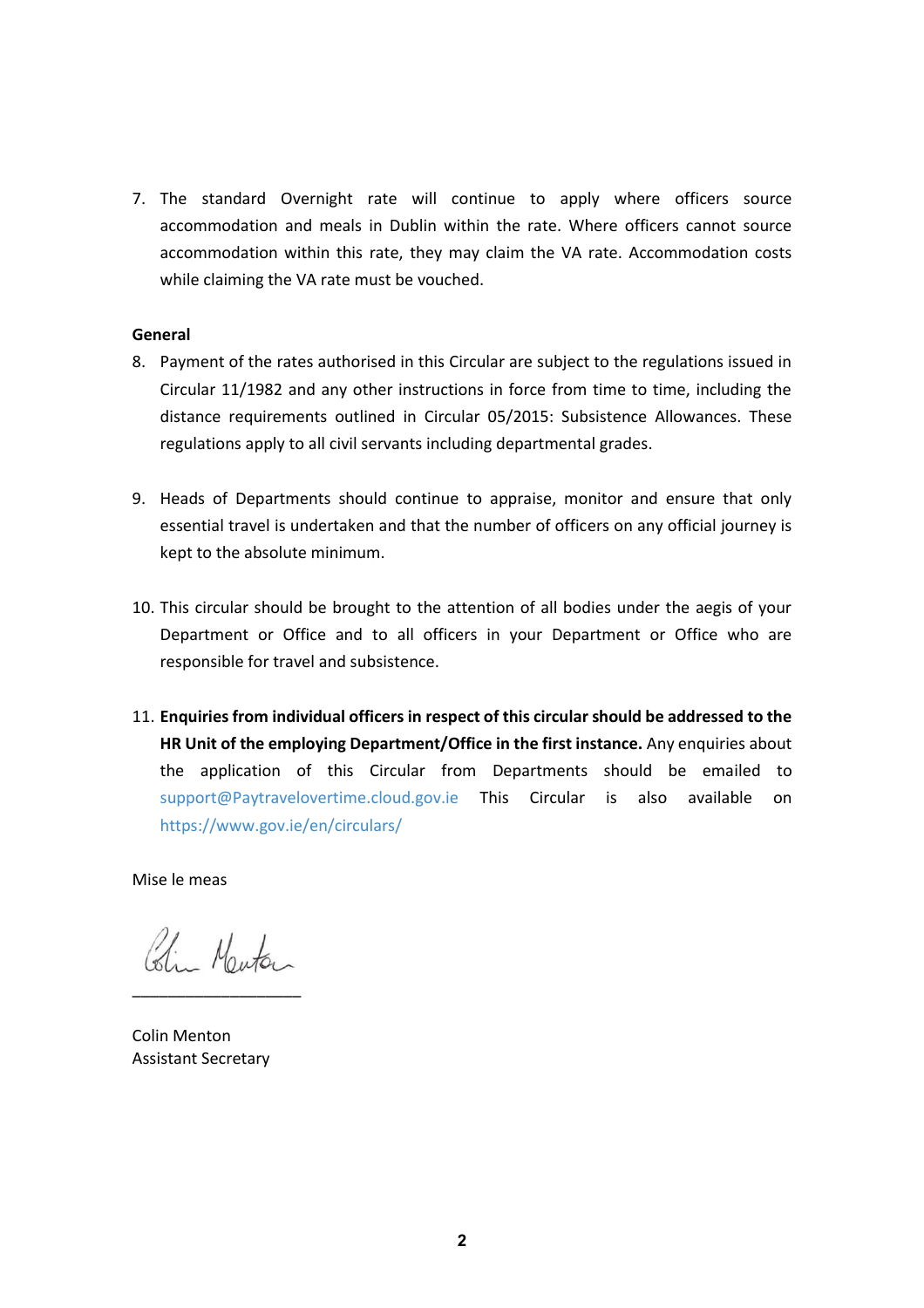7. The standard Overnight rate will continue to apply where officers source accommodation and meals in Dublin within the rate. Where officers cannot source accommodation within this rate, they may claim the VA rate. Accommodation costs while claiming the VA rate must be vouched.

**General**

8. Payment of the rates authorised in this Circular are subject to the regulations issued in Circular 11/1982 and any other instructions in force from time to time, including the distance requirements outlined in Circular 05/2015: Subsistence Allowances. These regulations apply to all civil servants including departmental grades.

9. Heads of Departments should continue to appraise, monitor and ensure that only essential travel is undertaken and that the number of officers on any official journey is kept to the absolute minimum.

10. This circular should be brought to the attention of all bodies under the aegis of your Department or Office and to all officers in your Department or Office who are responsible for travel and subsistence.

11. **Enquiries from individual officers in respect of this circular should be addressed to the HR Unit of the employing Department/Office in the first instance.** Any enquiries about the application of this Circular from Departments should be emailed to support@Paytravelovertime.cloud.gov.ie This Circular is also available on https://www.gov.ie/en/circulars/

Mise le meas

Colin Menton
\_\_\_\_\_\_\_\_\_\_\_\_\_\_\_\_\_\_\_\_

Colin Menton
Assistant Secretary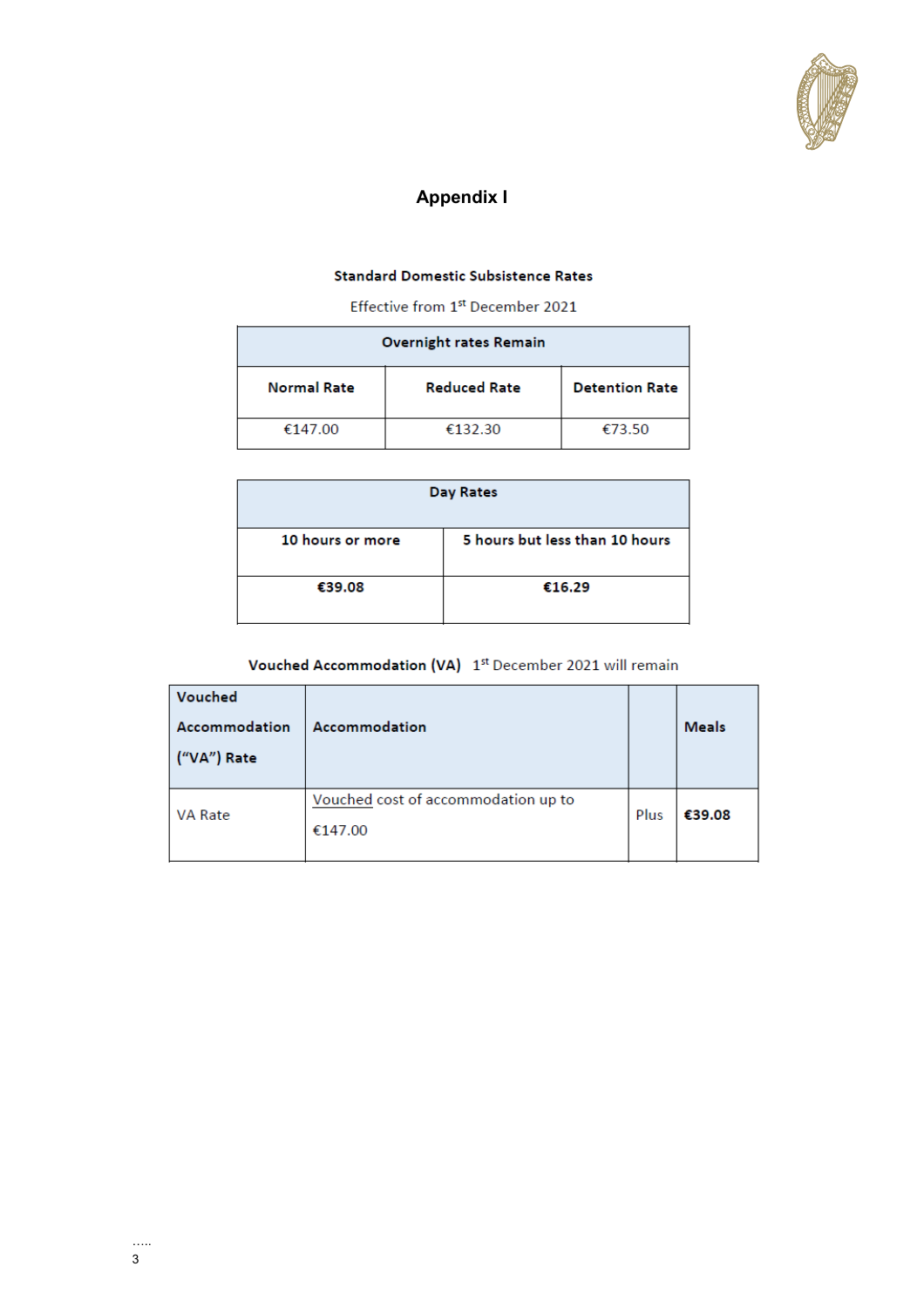# Appendix I

**Standard Domestic Subsistence Rates**

Effective from 1st December 2021

| **Overnight rates Remain** | | |
|---|---|---|
| **Normal Rate** | **Reduced Rate** | **Detention Rate** |
| €147.00 | €132.30 | €73.50 |

| **Day Rates** | |
|---|---|
| **10 hours or more** | **5 hours but less than 10 hours** |
| **€39.08** | **€16.29** |

**Vouched Accommodation (VA)** 1st December 2021 will remain

| **Vouched Accommodation ("VA") Rate** | **Accommodation** | | **Meals** |
|---|---|---|---|
| VA Rate | Vouched cost of accommodation up to €147.00 | Plus | **€39.08** |